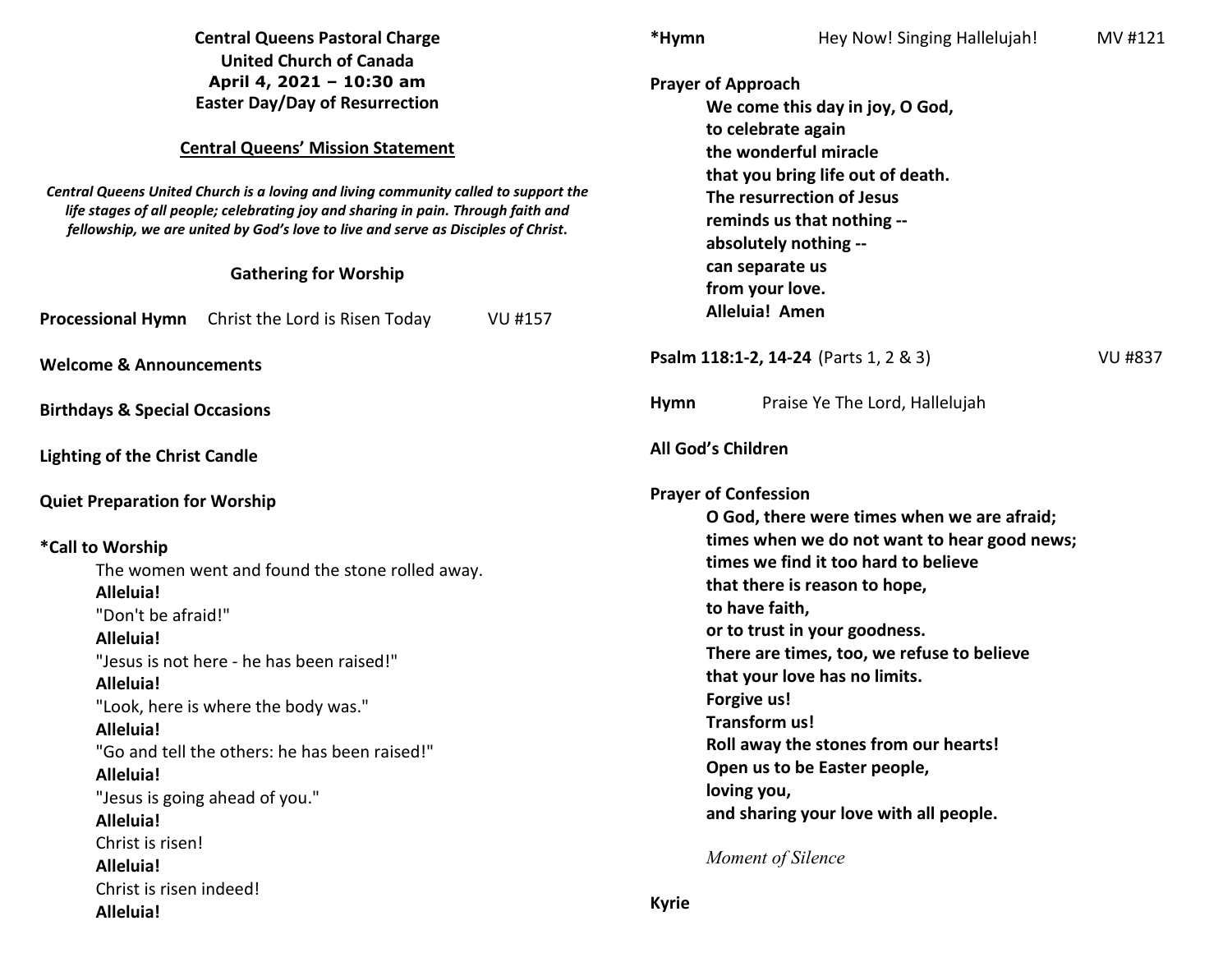**Central Queens Pastoral Charge**
**United Church of Canada**
**April 4, 2021 – 10:30 am**
**Easter Day/Day of Resurrection**

## Central Queens' Mission Statement

***Central Queens United Church is a loving and living community called to support the life stages of all people; celebrating joy and sharing in pain. Through faith and fellowship, we are united by God's love to live and serve as Disciples of Christ.***

### Gathering for Worship

**Processional Hymn** Christ the Lord is Risen Today VU #157

**Welcome & Announcements**

**Birthdays & Special Occasions**

**Lighting of the Christ Candle**

**Quiet Preparation for Worship**

**\*Call to Worship**

The women went and found the stone rolled away.
**Alleluia!**
"Don't be afraid!"
**Alleluia!**
"Jesus is not here - he has been raised!"
**Alleluia!**
"Look, here is where the body was."
**Alleluia!**
"Go and tell the others: he has been raised!"
**Alleluia!**
"Jesus is going ahead of you."
**Alleluia!**
Christ is risen!
**Alleluia!**
Christ is risen indeed!
**Alleluia!**

**\*Hymn** Hey Now! Singing Hallelujah! MV #121

**Prayer of Approach**

**We come this day in joy, O God,**
**to celebrate again**
**the wonderful miracle**
**that you bring life out of death.**
**The resurrection of Jesus**
**reminds us that nothing --**
**absolutely nothing --**
**can separate us**
**from your love.**
**Alleluia! Amen**

**Psalm 118:1-2, 14-24** (Parts 1, 2 & 3) VU #837

**Hymn** Praise Ye The Lord, Hallelujah

**All God's Children**

**Prayer of Confession**

**O God, there were times when we are afraid;**
**times when we do not want to hear good news;**
**times we find it too hard to believe**
**that there is reason to hope,**
**to have faith,**
**or to trust in your goodness.**
**There are times, too, we refuse to believe**
**that your love has no limits.**
**Forgive us!**
**Transform us!**
**Roll away the stones from our hearts!**
**Open us to be Easter people,**
**loving you,**
**and sharing your love with all people.**

*Moment of Silence*

**Kyrie**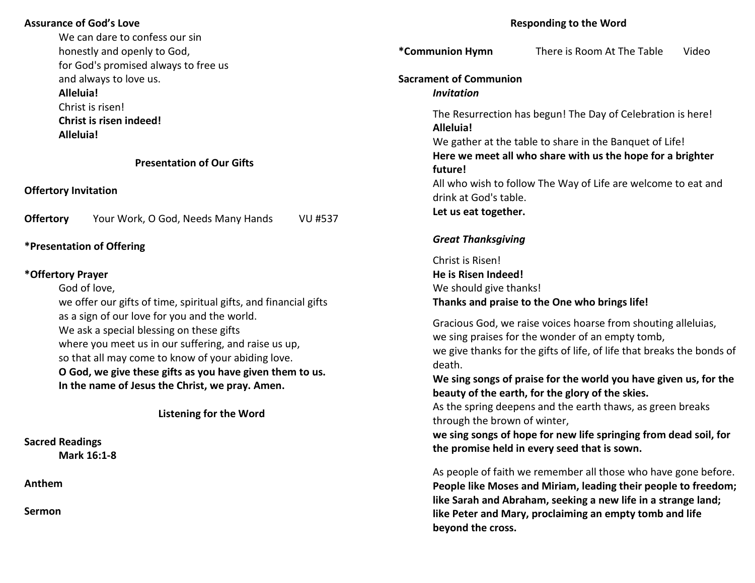**Assurance of God's Love**

We can dare to confess our sin
honestly and openly to God,
for God's promised always to free us
and always to love us.
**Alleluia!**
Christ is risen!
**Christ is risen indeed!**
**Alleluia!**

## Presentation of Our Gifts

**Offertory Invitation**

**Offertory** Your Work, O God, Needs Many Hands VU #537

***Presentation of Offering**

***Offertory Prayer**

God of love,
we offer our gifts of time, spiritual gifts, and financial gifts
as a sign of our love for you and the world.
We ask a special blessing on these gifts
where you meet us in our suffering, and raise us up,
so that all may come to know of your abiding love.
**O God, we give these gifts as you have given them to us.**
**In the name of Jesus the Christ, we pray. Amen.**

## Listening for the Word

**Sacred Readings**
**Mark 16:1-8**

**Anthem**

**Sermon**

## Responding to the Word

***Communion Hymn** There is Room At The Table Video

**Sacrament of Communion**

***Invitation***

The Resurrection has begun! The Day of Celebration is here!
**Alleluia!**
We gather at the table to share in the Banquet of Life!
**Here we meet all who share with us the hope for a brighter future!**
All who wish to follow The Way of Life are welcome to eat and drink at God's table.
**Let us eat together.**

***Great Thanksgiving***

Christ is Risen!
**He is Risen Indeed!**
We should give thanks!
**Thanks and praise to the One who brings life!**

Gracious God, we raise voices hoarse from shouting alleluias,
we sing praises for the wonder of an empty tomb,
we give thanks for the gifts of life, of life that breaks the bonds of death.
**We sing songs of praise for the world you have given us, for the beauty of the earth, for the glory of the skies.**
As the spring deepens and the earth thaws, as green breaks through the brown of winter,
**we sing songs of hope for new life springing from dead soil, for the promise held in every seed that is sown.**

As people of faith we remember all those who have gone before.
**People like Moses and Miriam, leading their people to freedom; like Sarah and Abraham, seeking a new life in a strange land; like Peter and Mary, proclaiming an empty tomb and life beyond the cross.**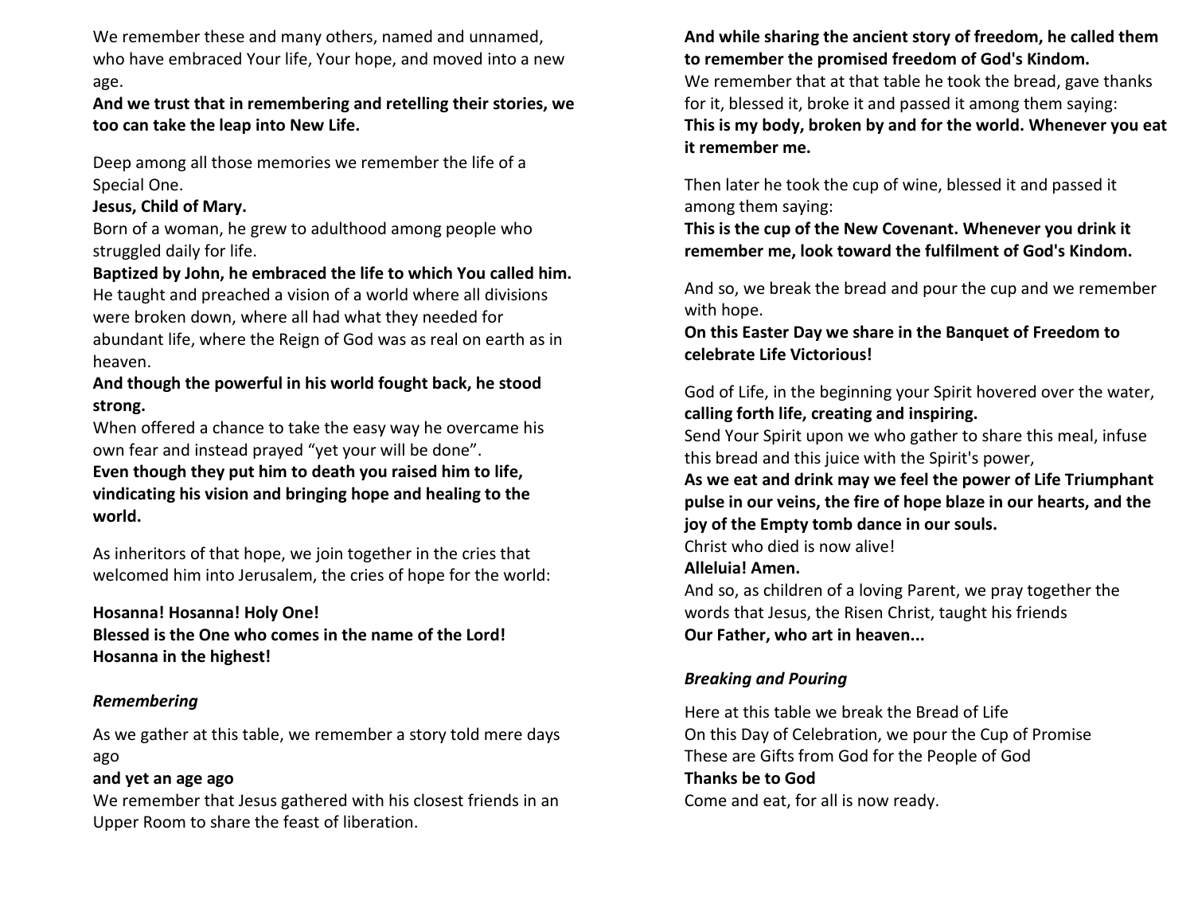We remember these and many others, named and unnamed, who have embraced Your life, Your hope, and moved into a new age.

**And we trust that in remembering and retelling their stories, we too can take the leap into New Life.**

Deep among all those memories we remember the life of a Special One.

**Jesus, Child of Mary.**

Born of a woman, he grew to adulthood among people who struggled daily for life.

**Baptized by John, he embraced the life to which You called him.**

He taught and preached a vision of a world where all divisions were broken down, where all had what they needed for abundant life, where the Reign of God was as real on earth as in heaven.

**And though the powerful in his world fought back, he stood strong.**

When offered a chance to take the easy way he overcame his own fear and instead prayed "yet your will be done".

**Even though they put him to death you raised him to life, vindicating his vision and bringing hope and healing to the world.**

As inheritors of that hope, we join together in the cries that welcomed him into Jerusalem, the cries of hope for the world:

**Hosanna! Hosanna! Holy One!**
**Blessed is the One who comes in the name of the Lord!**
**Hosanna in the highest!**

*Remembering*

As we gather at this table, we remember a story told mere days ago

**and yet an age ago**

We remember that Jesus gathered with his closest friends in an Upper Room to share the feast of liberation.

**And while sharing the ancient story of freedom, he called them to remember the promised freedom of God's Kindom.**

We remember that at that table he took the bread, gave thanks for it, blessed it, broke it and passed it among them saying:

**This is my body, broken by and for the world. Whenever you eat it remember me.**

Then later he took the cup of wine, blessed it and passed it among them saying:

**This is the cup of the New Covenant. Whenever you drink it remember me, look toward the fulfilment of God's Kindom.**

And so, we break the bread and pour the cup and we remember with hope.

**On this Easter Day we share in the Banquet of Freedom to celebrate Life Victorious!**

God of Life, in the beginning your Spirit hovered over the water, **calling forth life, creating and inspiring.**

Send Your Spirit upon we who gather to share this meal, infuse this bread and this juice with the Spirit's power,

**As we eat and drink may we feel the power of Life Triumphant pulse in our veins, the fire of hope blaze in our hearts, and the joy of the Empty tomb dance in our souls.**

Christ who died is now alive!

**Alleluia! Amen.**

And so, as children of a loving Parent, we pray together the words that Jesus, the Risen Christ, taught his friends

**Our Father, who art in heaven...**

*Breaking and Pouring*

Here at this table we break the Bread of Life
On this Day of Celebration, we pour the Cup of Promise
These are Gifts from God for the People of God
**Thanks be to God**
Come and eat, for all is now ready.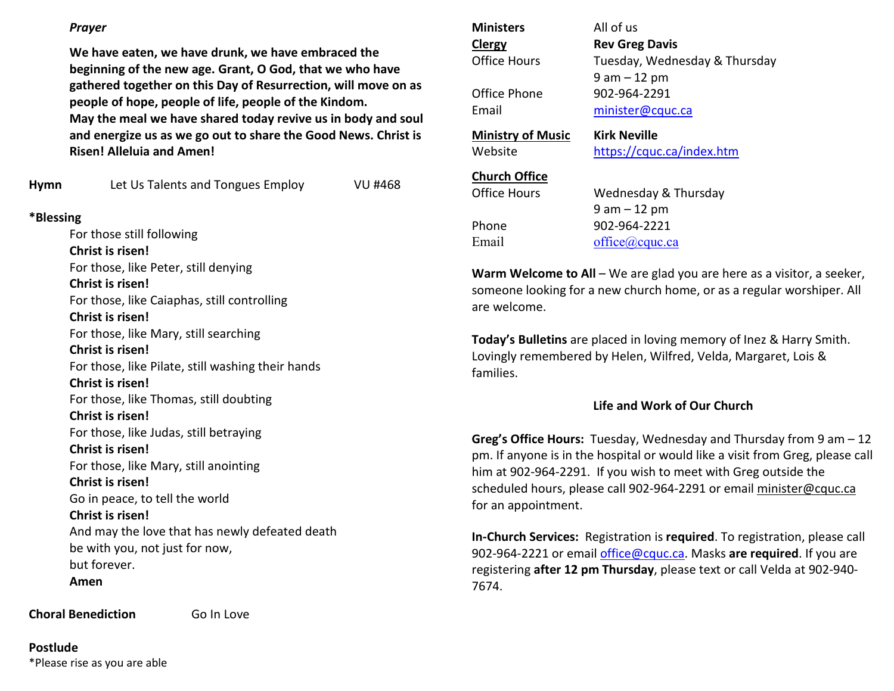*Prayer*

**We have eaten, we have drunk, we have embraced the beginning of the new age. Grant, O God, that we who have gathered together on this Day of Resurrection, will move on as people of hope, people of life, people of the Kindom.**
**May the meal we have shared today revive us in body and soul and energize us as we go out to share the Good News. Christ is Risen! Alleluia and Amen!**

**Hymn** Let Us Talents and Tongues Employ VU #468

**\*Blessing**

For those still following
**Christ is risen!**
For those, like Peter, still denying
**Christ is risen!**
For those, like Caiaphas, still controlling
**Christ is risen!**
For those, like Mary, still searching
**Christ is risen!**
For those, like Pilate, still washing their hands
**Christ is risen!**
For those, like Thomas, still doubting
**Christ is risen!**
For those, like Judas, still betraying
**Christ is risen!**
For those, like Mary, still anointing
**Christ is risen!**
Go in peace, to tell the world
**Christ is risen!**
And may the love that has newly defeated death
be with you, not just for now,
but forever.
**Amen**

**Choral Benediction** Go In Love

**Postlude**

\*Please rise as you are able

**Ministers** All of us
**Clergy** **Rev Greg Davis**
Office Hours Tuesday, Wednesday & Thursday
9 am – 12 pm
Office Phone 902-964-2291
Email minister@cquc.ca

**Ministry of Music** **Kirk Neville**
Website https://cquc.ca/index.htm

**Church Office**
Office Hours Wednesday & Thursday
9 am – 12 pm
Phone 902-964-2221
Email office@cquc.ca

**Warm Welcome to All** – We are glad you are here as a visitor, a seeker, someone looking for a new church home, or as a regular worshiper. All are welcome.

**Today's Bulletins** are placed in loving memory of Inez & Harry Smith. Lovingly remembered by Helen, Wilfred, Velda, Margaret, Lois & families.

## Life and Work of Our Church

**Greg's Office Hours:** Tuesday, Wednesday and Thursday from 9 am – 12 pm. If anyone is in the hospital or would like a visit from Greg, please call him at 902-964-2291. If you wish to meet with Greg outside the scheduled hours, please call 902-964-2291 or email minister@cquc.ca for an appointment.

**In-Church Services:** Registration is **required**. To registration, please call 902-964-2221 or email office@cquc.ca. Masks **are required**. If you are registering **after 12 pm Thursday**, please text or call Velda at 902-940-7674.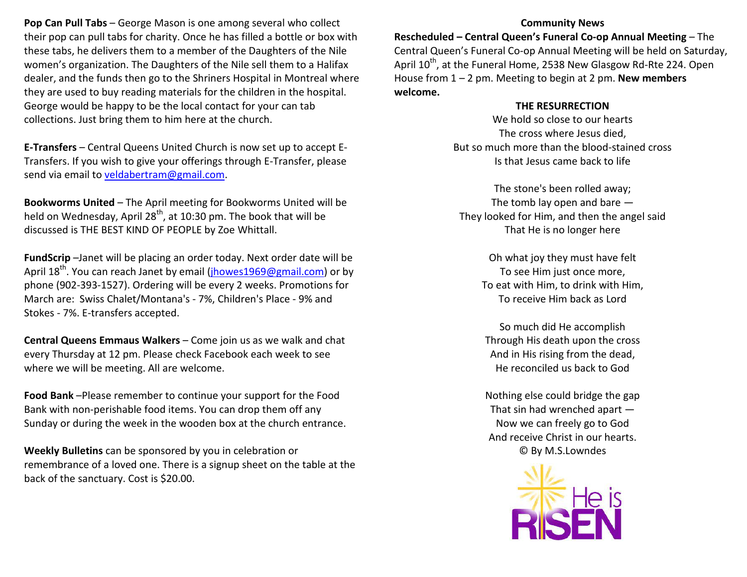**Pop Can Pull Tabs** – George Mason is one among several who collect their pop can pull tabs for charity. Once he has filled a bottle or box with these tabs, he delivers them to a member of the Daughters of the Nile women's organization. The Daughters of the Nile sell them to a Halifax dealer, and the funds then go to the Shriners Hospital in Montreal where they are used to buy reading materials for the children in the hospital. George would be happy to be the local contact for your can tab collections. Just bring them to him here at the church.

**E-Transfers** – Central Queens United Church is now set up to accept E-Transfers. If you wish to give your offerings through E-Transfer, please send via email to veldabertram@gmail.com.

**Bookworms United** – The April meeting for Bookworms United will be held on Wednesday, April 28th, at 10:30 pm. The book that will be discussed is THE BEST KIND OF PEOPLE by Zoe Whittall.

**FundScrip** –Janet will be placing an order today. Next order date will be April 18th. You can reach Janet by email (jhowes1969@gmail.com) or by phone (902-393-1527). Ordering will be every 2 weeks. Promotions for March are: Swiss Chalet/Montana's - 7%, Children's Place - 9% and Stokes - 7%. E-transfers accepted.

**Central Queens Emmaus Walkers** – Come join us as we walk and chat every Thursday at 12 pm. Please check Facebook each week to see where we will be meeting. All are welcome.

**Food Bank** –Please remember to continue your support for the Food Bank with non-perishable food items. You can drop them off any Sunday or during the week in the wooden box at the church entrance.

**Weekly Bulletins** can be sponsored by you in celebration or remembrance of a loved one. There is a signup sheet on the table at the back of the sanctuary. Cost is $20.00.

**Community News**

**Rescheduled – Central Queen's Funeral Co-op Annual Meeting** – The Central Queen's Funeral Co-op Annual Meeting will be held on Saturday, April 10th, at the Funeral Home, 2538 New Glasgow Rd-Rte 224. Open House from 1 – 2 pm. Meeting to begin at 2 pm. **New members welcome.**

**THE RESURRECTION**

We hold so close to our hearts  
The cross where Jesus died,  
But so much more than the blood-stained cross  
Is that Jesus came back to life

The stone's been rolled away;  
The tomb lay open and bare —  
They looked for Him, and then the angel said  
That He is no longer here

Oh what joy they must have felt  
To see Him just once more,  
To eat with Him, to drink with Him,  
To receive Him back as Lord

So much did He accomplish  
Through His death upon the cross  
And in His rising from the dead,  
He reconciled us back to God

Nothing else could bridge the gap  
That sin had wrenched apart —  
Now we can freely go to God  
And receive Christ in our hearts.  
© By M.S.Lowndes

He is RISEN